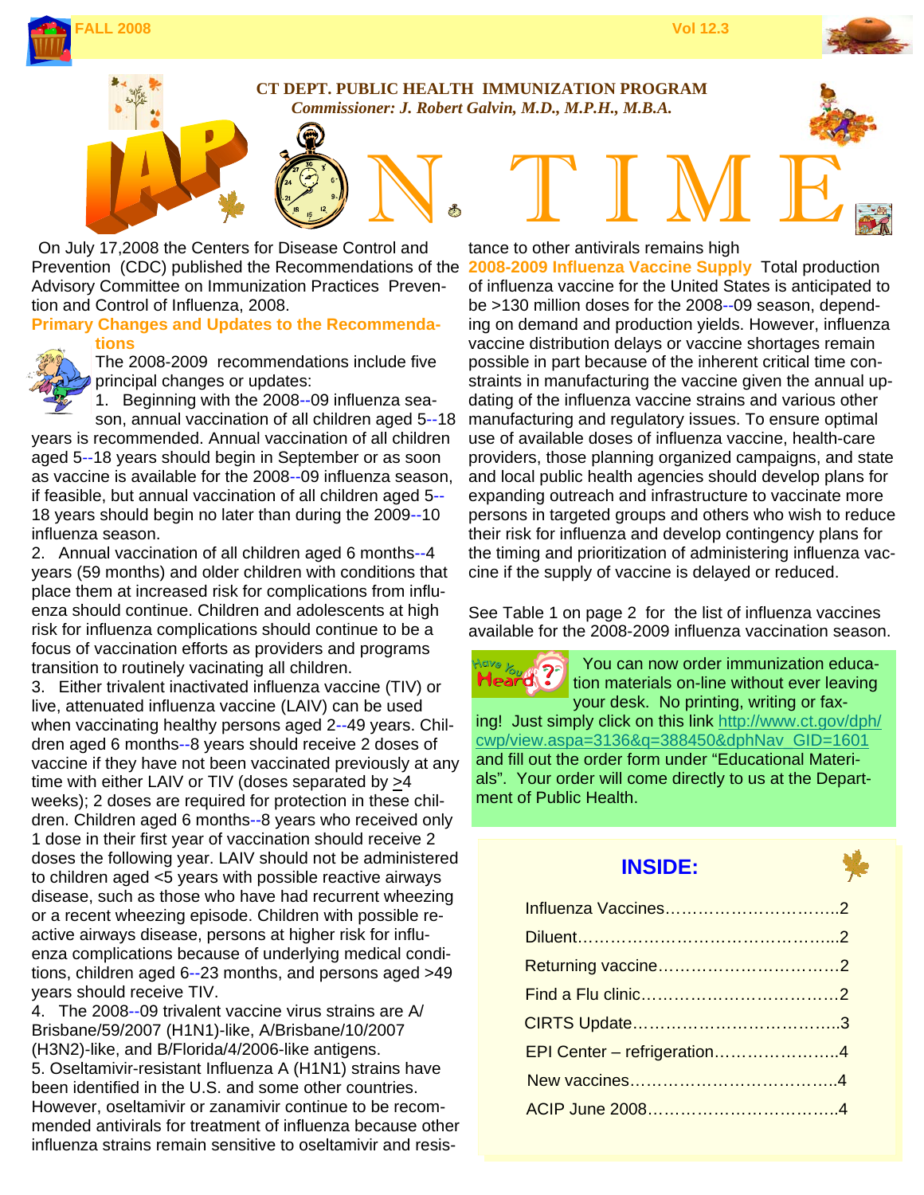FALL 2008 Vol 12.3

**CT DEPT. PUBLIC HEALTH IMMUNIZATION PROGRAM**
***Commissioner: J. Robert Galvin, M.D., M.P.H., M.B.A.***

# IAP ON TIME

On July 17,2008 the Centers for Disease Control and Prevention (CDC) published the Recommendations of the Advisory Committee on Immunization Practices Prevention and Control of Influenza, 2008.

## Primary Changes and Updates to the Recommendations

The 2008-2009 recommendations include five principal changes or updates:

1. Beginning with the 2008--09 influenza season, annual vaccination of all children aged 5--18 years is recommended. Annual vaccination of all children aged 5--18 years should begin in September or as soon as vaccine is available for the 2008--09 influenza season, if feasible, but annual vaccination of all children aged 5--18 years should begin no later than during the 2009--10 influenza season.
2. Annual vaccination of all children aged 6 months--4 years (59 months) and older children with conditions that place them at increased risk for complications from influenza should continue. Children and adolescents at high risk for influenza complications should continue to be a focus of vaccination efforts as providers and programs transition to routinely vacinating all children.
3. Either trivalent inactivated influenza vaccine (TIV) or live, attenuated influenza vaccine (LAIV) can be used when vaccinating healthy persons aged 2--49 years. Children aged 6 months--8 years should receive 2 doses of vaccine if they have not been vaccinated previously at any time with either LAIV or TIV (doses separated by ≥4 weeks); 2 doses are required for protection in these children. Children aged 6 months--8 years who received only 1 dose in their first year of vaccination should receive 2 doses the following year. LAIV should not be administered to children aged <5 years with possible reactive airways disease, such as those who have had recurrent wheezing or a recent wheezing episode. Children with possible reactive airways disease, persons at higher risk for influenza complications because of underlying medical conditions, children aged 6--23 months, and persons aged >49 years should receive TIV.
4. The 2008--09 trivalent vaccine virus strains are A/Brisbane/59/2007 (H1N1)-like, A/Brisbane/10/2007 (H3N2)-like, and B/Florida/4/2006-like antigens.
5. Oseltamivir-resistant Influenza A (H1N1) strains have been identified in the U.S. and some other countries. However, oseltamivir or zanamivir continue to be recommended antivirals for treatment of influenza because other influenza strains remain sensitive to oseltamivir and resistance to other antivirals remains high

**2008-2009 Influenza Vaccine Supply** Total production of influenza vaccine for the United States is anticipated to be >130 million doses for the 2008--09 season, depending on demand and production yields. However, influenza vaccine distribution delays or vaccine shortages remain possible in part because of the inherent critical time constraints in manufacturing the vaccine given the annual updating of the influenza vaccine strains and various other manufacturing and regulatory issues. To ensure optimal use of available doses of influenza vaccine, health-care providers, those planning organized campaigns, and state and local public health agencies should develop plans for expanding outreach and infrastructure to vaccinate more persons in targeted groups and others who wish to reduce their risk for influenza and develop contingency plans for the timing and prioritization of administering influenza vaccine if the supply of vaccine is delayed or reduced.

See Table 1 on page 2 for the list of influenza vaccines available for the 2008-2009 influenza vaccination season.

**Have You Heard?** You can now order immunization education materials on-line without ever leaving your desk. No printing, writing or faxing! Just simply click on this link http://www.ct.gov/dph/cwp/view.aspa=3136&q=388450&dphNav_GID=1601 and fill out the order form under "Educational Materials". Your order will come directly to us at the Department of Public Health.

## INSIDE:

| | |
|---|---|
| Influenza Vaccines | 2 |
| Diluent | 2 |
| Returning vaccine | 2 |
| Find a Flu clinic | 2 |
| CIRTS Update | 3 |
| EPI Center – refrigeration | 4 |
| New vaccines | 4 |
| ACIP June 2008 | 4 |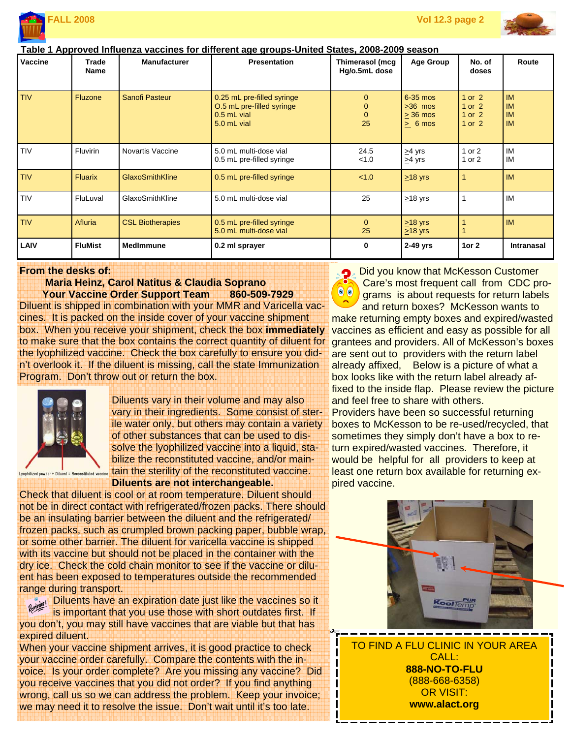## Table 1 Approved Influenza vaccines for different age groups-United States, 2008-2009 season

| Vaccine | Trade Name | Manufacturer | Presentation | Thimerasol (mcg Hg/o.5mL dose | Age Group | No. of doses | Route |
|---|---|---|---|---|---|---|---|
| TIV | Fluzone | Sanofi Pasteur | 0.25 mL pre-filled syringe<br>O.5 mL pre-filled syringe<br>0.5 mL vial<br>5.0 mL vial | 0<br>0<br>0<br>25 | 6-35 mos<br>≥36 mos<br>≥ 36 mos<br>≥ 6 mos | 1 or 2<br>1 or 2<br>1 or 2<br>1 or 2 | IM<br>IM<br>IM<br>IM |
| TIV | Fluvirin | Novartis Vaccine | 5.0 mL multi-dose vial<br>0.5 mL pre-filled syringe | 24.5<br><1.0 | ≥4 yrs<br>≥4 yrs | 1 or 2<br>1 or 2 | IM<br>IM |
| TIV | Fluarix | GlaxoSmithKline | 0.5 mL pre-filled syringe | <1.0 | ≥18 yrs | 1 | IM |
| TIV | FluLuval | GlaxoSmithKline | 5.0 mL multi-dose vial | 25 | ≥18 yrs | 1 | IM |
| TIV | Afluria | CSL Biotherapies | 0.5 mL pre-filled syringe<br>5.0 mL multi-dose vial | 0<br>25 | ≥18 yrs<br>≥18 yrs | 1<br>1 | IM |
| **LAIV** | **FluMist** | **MedImmune** | **0.2 ml sprayer** | **0** | **2-49 yrs** | **1or 2** | **Intranasal** |

**From the desks of:**
**Maria Heinz, Carol Natitus & Claudia Soprano**
**Your Vaccine Order Support Team 860-509-7929**

Diluent is shipped in combination with your MMR and Varicella vaccines. It is packed on the inside cover of your vaccine shipment box. When you receive your shipment, check the box **immediately** to make sure that the box contains the correct quantity of diluent for the lyophilized vaccine. Check the box carefully to ensure you didn't overlook it. If the diluent is missing, call the state Immunization Program. Don't throw out or return the box.

Lyophilized powder + Diluent = Reconstituted vaccine

Diluents vary in their volume and may also vary in their ingredients. Some consist of sterile water only, but others may contain a variety of other substances that can be used to dissolve the lyophilized vaccine into a liquid, stabilize the reconstituted vaccine, and/or maintain the sterility of the reconstituted vaccine. **Diluents are not interchangeable.**

Check that diluent is cool or at room temperature. Diluent should not be in direct contact with refrigerated/frozen packs. There should be an insulating barrier between the diluent and the refrigerated/frozen packs, such as crumpled brown packing paper, bubble wrap, or some other barrier. The diluent for varicella vaccine is shipped with its vaccine but should not be placed in the container with the dry ice. Check the cold chain monitor to see if the vaccine or diluent has been exposed to temperatures outside the recommended range during transport.

Diluents have an expiration date just like the vaccines so it is important that you use those with short outdates first. If you don't, you may still have vaccines that are viable but that has expired diluent.

When your vaccine shipment arrives, it is good practice to check your vaccine order carefully. Compare the contents with the invoice. Is your order complete? Are you missing any vaccine? Did you receive vaccines that you did not order? If you find anything wrong, call us so we can address the problem. Keep your invoice; we may need it to resolve the issue. Don't wait until it's too late.

Did you know that McKesson Customer Care's most frequent call from CDC programs is about requests for return labels and return boxes? McKesson wants to make returning empty boxes and expired/wasted vaccines as efficient and easy as possible for all grantees and providers. All of McKesson's boxes are sent out to providers with the return label already affixed, Below is a picture of what a box looks like with the return label already affixed to the inside flap. Please review the picture and feel free to share with others.

Providers have been so successful returning boxes to McKesson to be re-used/recycled, that sometimes they simply don't have a box to return expired/wasted vaccines. Therefore, it would be helpful for all providers to keep at least one return box available for returning expired vaccine.

TO FIND A FLU CLINIC IN YOUR AREA CALL:
**888-NO-TO-FLU**
(888-668-6358)
OR VISIT:
**www.alact.org**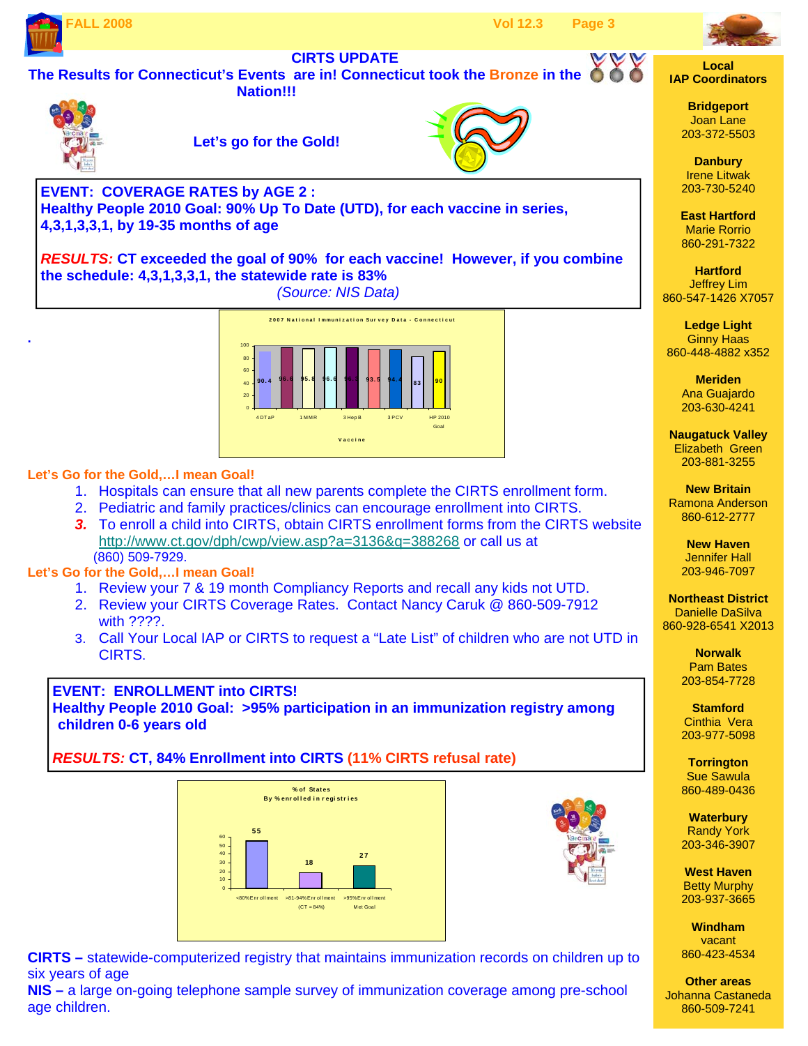## CIRTS UPDATE

**The Results for Connecticut's Events are in! Connecticut took the Bronze in the Nation!!!**

**Let's go for the Gold!**

**EVENT: COVERAGE RATES by AGE 2 :**
**Healthy People 2010 Goal: 90% Up To Date (UTD), for each vaccine in series, 4,3,1,3,3,1, by 19-35 months of age**

***RESULTS:*** **CT exceeded the goal of 90% for each vaccine! However, if you combine the schedule: 4,3,1,3,3,1, the statewide rate is 83%**
*(Source: NIS Data)*

2007 National Immunization Survey Data - Connecticut

| Vaccine | % |
|---|---|
| 4 DTaP | 90.4 |
| 1 MMR | 96.6 |
| | 95.8 |
| 3 Hep B | 96.6 |
| | 96.6 |
| 3 PCV | 93.5 |
| | 94.4 |
| | 83 |
| HP 2010 Goal | 90 |

**Let's Go for the Gold,…I mean Goal!**

1. Hospitals can ensure that all new parents complete the CIRTS enrollment form.
2. Pediatric and family practices/clinics can encourage enrollment into CIRTS.
3. To enroll a child into CIRTS, obtain CIRTS enrollment forms from the CIRTS website http://www.ct.gov/dph/cwp/view.asp?a=3136&q=388268 or call us at (860) 509-7929.

**Let's Go for the Gold,…I mean Goal!**

1. Review your 7 & 19 month Compliancy Reports and recall any kids not UTD.
2. Review your CIRTS Coverage Rates. Contact Nancy Caruk @ 860-509-7912 with ????.
3. Call Your Local IAP or CIRTS to request a "Late List" of children who are not UTD in CIRTS.

**EVENT: ENROLLMENT into CIRTS!**
**Healthy People 2010 Goal: >95% participation in an immunization registry among children 0-6 years old**

***RESULTS:*** **CT, 84% Enrollment into CIRTS (11% CIRTS refusal rate)**

% of States By % enrolled in registries

| Category | % of States |
|---|---|
| <80% Enrollment | 55 |
| >81-94% Enrollment (CT = 84%) | 18 |
| >95% Enrollment Met Goal | 27 |

**CIRTS –** statewide-computerized registry that maintains immunization records on children up to six years of age
**NIS –** a large on-going telephone sample survey of immunization coverage among pre-school age children.

### Local IAP Coordinators

**Bridgeport**
Joan Lane
203-372-5503

**Danbury**
Irene Litwak
203-730-5240

**East Hartford**
Marie Rorrio
860-291-7322

**Hartford**
Jeffrey Lim
860-547-1426 X7057

**Ledge Light**
Ginny Haas
860-448-4882 x352

**Meriden**
Ana Guajardo
203-630-4241

**Naugatuck Valley**
Elizabeth Green
203-881-3255

**New Britain**
Ramona Anderson
860-612-2777

**New Haven**
Jennifer Hall
203-946-7097

**Northeast District**
Danielle DaSilva
860-928-6541 X2013

**Norwalk**
Pam Bates
203-854-7728

**Stamford**
Cinthia Vera
203-977-5098

**Torrington**
Sue Sawula
860-489-0436

**Waterbury**
Randy York
203-346-3907

**West Haven**
Betty Murphy
203-937-3665

**Windham**
vacant
860-423-4534

**Other areas**
Johanna Castaneda
860-509-7241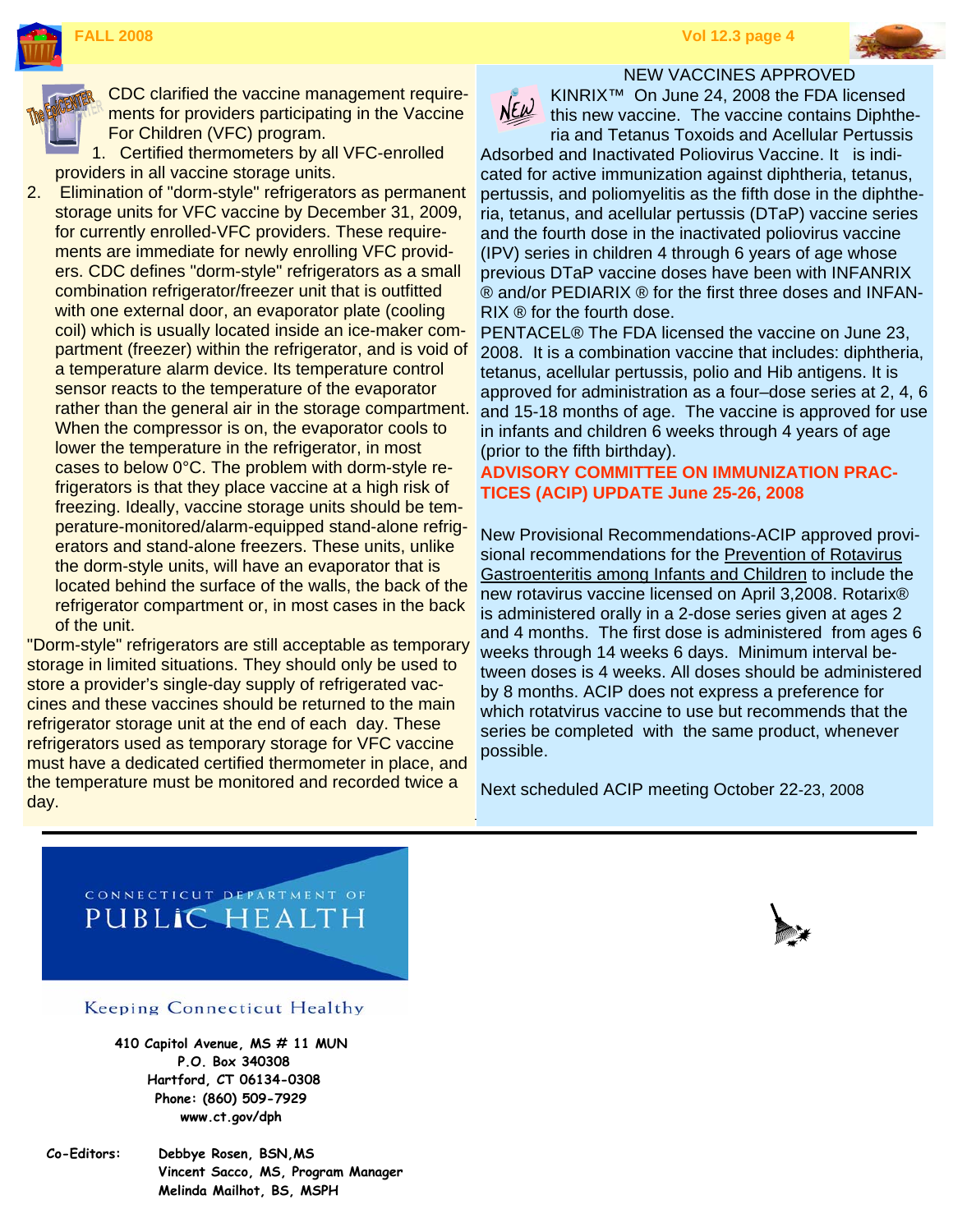CDC clarified the vaccine management requirements for providers participating in the Vaccine For Children (VFC) program.

1. Certified thermometers by all VFC-enrolled providers in all vaccine storage units.
2. Elimination of "dorm-style" refrigerators as permanent storage units for VFC vaccine by December 31, 2009, for currently enrolled-VFC providers. These requirements are immediate for newly enrolling VFC providers. CDC defines "dorm-style" refrigerators as a small combination refrigerator/freezer unit that is outfitted with one external door, an evaporator plate (cooling coil) which is usually located inside an ice-maker compartment (freezer) within the refrigerator, and is void of a temperature alarm device. Its temperature control sensor reacts to the temperature of the evaporator rather than the general air in the storage compartment. When the compressor is on, the evaporator cools to lower the temperature in the refrigerator, in most cases to below 0°C. The problem with dorm-style refrigerators is that they place vaccine at a high risk of freezing. Ideally, vaccine storage units should be temperature-monitored/alarm-equipped stand-alone refrigerators and stand-alone freezers. These units, unlike the dorm-style units, will have an evaporator that is located behind the surface of the walls, the back of the refrigerator compartment or, in most cases in the back of the unit.

"Dorm-style" refrigerators are still acceptable as temporary storage in limited situations. They should only be used to store a provider's single-day supply of refrigerated vaccines and these vaccines should be returned to the main refrigerator storage unit at the end of each day. These refrigerators used as temporary storage for VFC vaccine must have a dedicated certified thermometer in place, and the temperature must be monitored and recorded twice a day.

## NEW VACCINES APPROVED

KINRIX™ On June 24, 2008 the FDA licensed this new vaccine. The vaccine contains Diphtheria and Tetanus Toxoids and Acellular Pertussis Adsorbed and Inactivated Poliovirus Vaccine. It is indicated for active immunization against diphtheria, tetanus, pertussis, and poliomyelitis as the fifth dose in the diphtheria, tetanus, and acellular pertussis (DTaP) vaccine series and the fourth dose in the inactivated poliovirus vaccine (IPV) series in children 4 through 6 years of age whose previous DTaP vaccine doses have been with INFANRIX ® and/or PEDIARIX ® for the first three doses and INFANRIX ® for the fourth dose.

PENTACEL® The FDA licensed the vaccine on June 23, 2008. It is a combination vaccine that includes: diphtheria, tetanus, acellular pertussis, polio and Hib antigens. It is approved for administration as a four–dose series at 2, 4, 6 and 15-18 months of age. The vaccine is approved for use in infants and children 6 weeks through 4 years of age (prior to the fifth birthday).

## ADVISORY COMMITTEE ON IMMUNIZATION PRACTICES (ACIP) UPDATE June 25-26, 2008

New Provisional Recommendations-ACIP approved provisional recommendations for the Prevention of Rotavirus Gastroenteritis among Infants and Children to include the new rotavirus vaccine licensed on April 3,2008. Rotarix® is administered orally in a 2-dose series given at ages 2 and 4 months. The first dose is administered from ages 6 weeks through 14 weeks 6 days. Minimum interval between doses is 4 weeks. All doses should be administered by 8 months. ACIP does not express a preference for which rotatvirus vaccine to use but recommends that the series be completed with the same product, whenever possible.

Next scheduled ACIP meeting October 22-23, 2008

---

CONNECTICUT DEPARTMENT OF PUBLIC HEALTH

Keeping Connecticut Healthy

410 Capitol Avenue, MS # 11 MUN
P.O. Box 340308
Hartford, CT 06134-0308
Phone: (860) 509-7929
www.ct.gov/dph

Co-Editors: Debbye Rosen, BSN,MS
Vincent Sacco, MS, Program Manager
Melinda Mailhot, BS, MSPH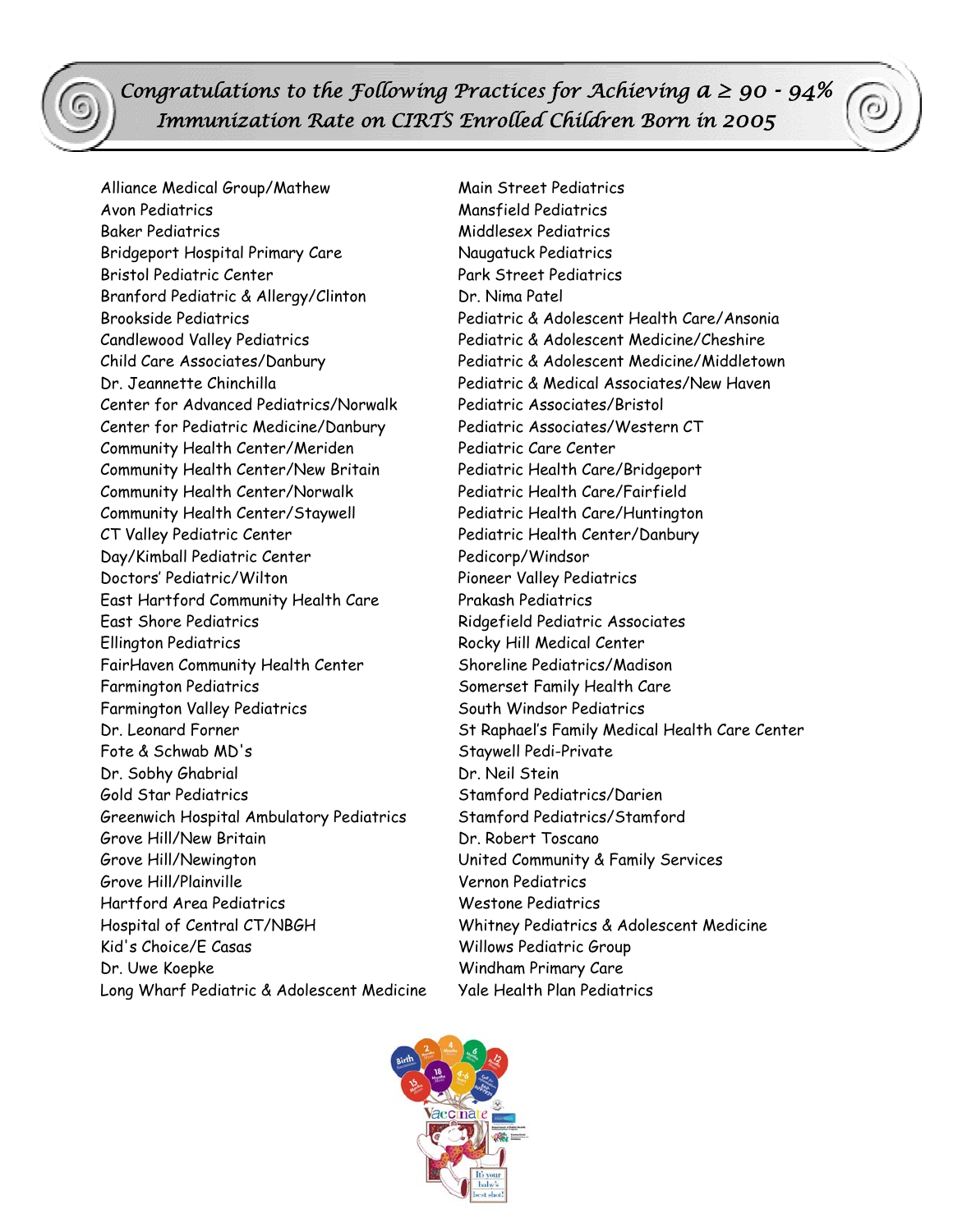# Congratulations to the Following Practices for Achieving a ≥ 90 - 94% Immunization Rate on CIRTS Enrolled Children Born in 2005

Alliance Medical Group/Mathew
Avon Pediatrics
Baker Pediatrics
Bridgeport Hospital Primary Care
Bristol Pediatric Center
Branford Pediatric & Allergy/Clinton
Brookside Pediatrics
Candlewood Valley Pediatrics
Child Care Associates/Danbury
Dr. Jeannette Chinchilla
Center for Advanced Pediatrics/Norwalk
Center for Pediatric Medicine/Danbury
Community Health Center/Meriden
Community Health Center/New Britain
Community Health Center/Norwalk
Community Health Center/Staywell
CT Valley Pediatric Center
Day/Kimball Pediatric Center
Doctors' Pediatric/Wilton
East Hartford Community Health Care
East Shore Pediatrics
Ellington Pediatrics
FairHaven Community Health Center
Farmington Pediatrics
Farmington Valley Pediatrics
Dr. Leonard Forner
Fote & Schwab MD's
Dr. Sobhy Ghabrial
Gold Star Pediatrics
Greenwich Hospital Ambulatory Pediatrics
Grove Hill/New Britain
Grove Hill/Newington
Grove Hill/Plainville
Hartford Area Pediatrics
Hospital of Central CT/NBGH
Kid's Choice/E Casas
Dr. Uwe Koepke
Long Wharf Pediatric & Adolescent Medicine
Main Street Pediatrics
Mansfield Pediatrics
Middlesex Pediatrics
Naugatuck Pediatrics
Park Street Pediatrics
Dr. Nima Patel
Pediatric & Adolescent Health Care/Ansonia
Pediatric & Adolescent Medicine/Cheshire
Pediatric & Adolescent Medicine/Middletown
Pediatric & Medical Associates/New Haven
Pediatric Associates/Bristol
Pediatric Associates/Western CT
Pediatric Care Center
Pediatric Health Care/Bridgeport
Pediatric Health Care/Fairfield
Pediatric Health Care/Huntington
Pediatric Health Center/Danbury
Pedicorp/Windsor
Pioneer Valley Pediatrics
Prakash Pediatrics
Ridgefield Pediatric Associates
Rocky Hill Medical Center
Shoreline Pediatrics/Madison
Somerset Family Health Care
South Windsor Pediatrics
St Raphael's Family Medical Health Care Center
Staywell Pedi-Private
Dr. Neil Stein
Stamford Pediatrics/Darien
Stamford Pediatrics/Stamford
Dr. Robert Toscano
United Community & Family Services
Vernon Pediatrics
Westone Pediatrics
Whitney Pediatrics & Adolescent Medicine
Willows Pediatric Group
Windham Primary Care
Yale Health Plan Pediatrics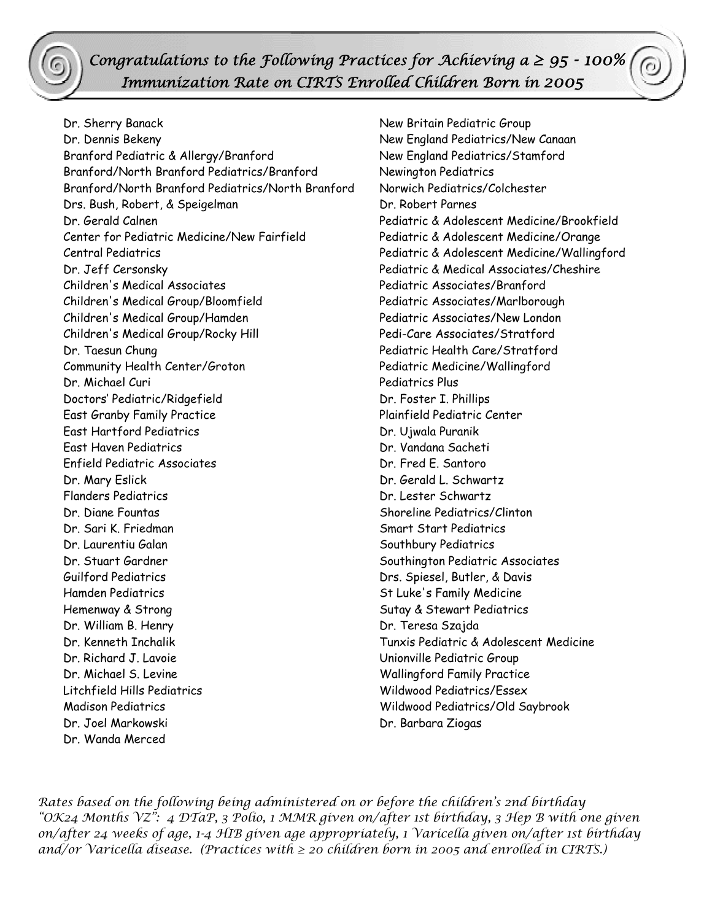## *Congratulations to the Following Practices for Achieving a ≥ 95 - 100% Immunization Rate on CIRTS Enrolled Children Born in 2005*

Dr. Sherry Banack
Dr. Dennis Bekeny
Branford Pediatric & Allergy/Branford
Branford/North Branford Pediatrics/Branford
Branford/North Branford Pediatrics/North Branford
Drs. Bush, Robert, & Speigelman
Dr. Gerald Calnen
Center for Pediatric Medicine/New Fairfield
Central Pediatrics
Dr. Jeff Cersonsky
Children's Medical Associates
Children's Medical Group/Bloomfield
Children's Medical Group/Hamden
Children's Medical Group/Rocky Hill
Dr. Taesun Chung
Community Health Center/Groton
Dr. Michael Curi
Doctors' Pediatric/Ridgefield
East Granby Family Practice
East Hartford Pediatrics
East Haven Pediatrics
Enfield Pediatric Associates
Dr. Mary Eslick
Flanders Pediatrics
Dr. Diane Fountas
Dr. Sari K. Friedman
Dr. Laurentiu Galan
Dr. Stuart Gardner
Guilford Pediatrics
Hamden Pediatrics
Hemenway & Strong
Dr. William B. Henry
Dr. Kenneth Inchalik
Dr. Richard J. Lavoie
Dr. Michael S. Levine
Litchfield Hills Pediatrics
Madison Pediatrics
Dr. Joel Markowski
Dr. Wanda Merced
New Britain Pediatric Group
New England Pediatrics/New Canaan
New England Pediatrics/Stamford
Newington Pediatrics
Norwich Pediatrics/Colchester
Dr. Robert Parnes
Pediatric & Adolescent Medicine/Brookfield
Pediatric & Adolescent Medicine/Orange
Pediatric & Adolescent Medicine/Wallingford
Pediatric & Medical Associates/Cheshire
Pediatric Associates/Branford
Pediatric Associates/Marlborough
Pediatric Associates/New London
Pedi-Care Associates/Stratford
Pediatric Health Care/Stratford
Pediatric Medicine/Wallingford
Pediatrics Plus
Dr. Foster I. Phillips
Plainfield Pediatric Center
Dr. Ujwala Puranik
Dr. Vandana Sacheti
Dr. Fred E. Santoro
Dr. Gerald L. Schwartz
Dr. Lester Schwartz
Shoreline Pediatrics/Clinton
Smart Start Pediatrics
Southbury Pediatrics
Southington Pediatric Associates
Drs. Spiesel, Butler, & Davis
St Luke's Family Medicine
Sutay & Stewart Pediatrics
Dr. Teresa Szajda
Tunxis Pediatric & Adolescent Medicine
Unionville Pediatric Group
Wallingford Family Practice
Wildwood Pediatrics/Essex
Wildwood Pediatrics/Old Saybrook
Dr. Barbara Ziogas

*Rates based on the following being administered on or before the children's 2nd birthday "OK24 Months VZ": 4 DTaP, 3 Polio, 1 MMR given on/after 1st birthday, 3 Hep B with one given on/after 24 weeks of age, 1-4 HIB given age appropriately, 1 Varicella given on/after 1st birthday and/or Varicella disease. (Practices with ≥ 20 children born in 2005 and enrolled in CIRTS.)*